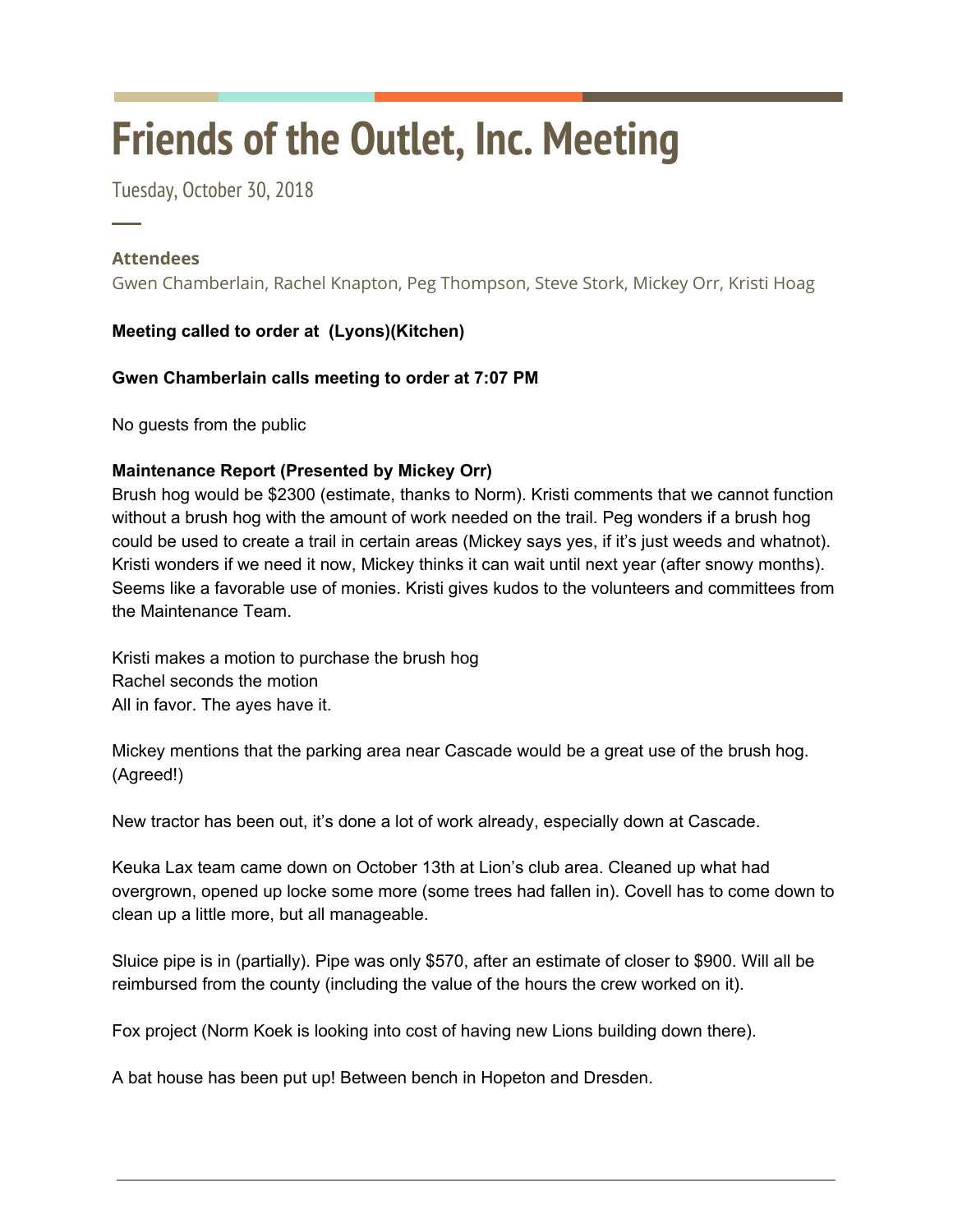# Friends of the Outlet, Inc. Meeting

Tuesday, October 30, 2018

### Attendees

Gwen Chamberlain, Rachel Knapton, Peg Thompson, Steve Stork, Mickey Orr, Kristi Hoag

**Meeting called to order at (Lyons)(Kitchen)**

**Gwen Chamberlain calls meeting to order at 7:07 PM**

No guests from the public

**Maintenance Report (Presented by Mickey Orr)**

Brush hog would be $2300 (estimate, thanks to Norm). Kristi comments that we cannot function without a brush hog with the amount of work needed on the trail. Peg wonders if a brush hog could be used to create a trail in certain areas (Mickey says yes, if it's just weeds and whatnot). Kristi wonders if we need it now, Mickey thinks it can wait until next year (after snowy months). Seems like a favorable use of monies. Kristi gives kudos to the volunteers and committees from the Maintenance Team.

Kristi makes a motion to purchase the brush hog
Rachel seconds the motion
All in favor. The ayes have it.

Mickey mentions that the parking area near Cascade would be a great use of the brush hog. (Agreed!)

New tractor has been out, it's done a lot of work already, especially down at Cascade.

Keuka Lax team came down on October 13th at Lion's club area. Cleaned up what had overgrown, opened up locke some more (some trees had fallen in). Covell has to come down to clean up a little more, but all manageable.

Sluice pipe is in (partially). Pipe was only $570, after an estimate of closer to $900. Will all be reimbursed from the county (including the value of the hours the crew worked on it).

Fox project (Norm Koek is looking into cost of having new Lions building down there).

A bat house has been put up! Between bench in Hopeton and Dresden.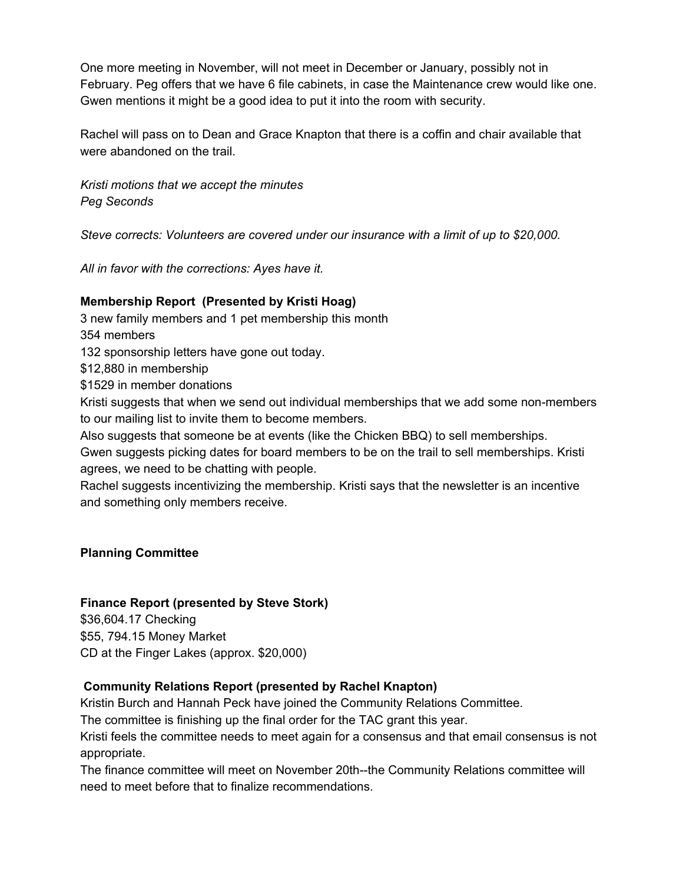One more meeting in November, will not meet in December or January, possibly not in February. Peg offers that we have 6 file cabinets, in case the Maintenance crew would like one. Gwen mentions it might be a good idea to put it into the room with security.

Rachel will pass on to Dean and Grace Knapton that there is a coffin and chair available that were abandoned on the trail.

*Kristi motions that we accept the minutes*
*Peg Seconds*

*Steve corrects: Volunteers are covered under our insurance with a limit of up to $20,000.*

*All in favor with the corrections: Ayes have it.*

**Membership Report (Presented by Kristi Hoag)**

3 new family members and 1 pet membership this month
354 members
132 sponsorship letters have gone out today.
$12,880 in membership
$1529 in member donations
Kristi suggests that when we send out individual memberships that we add some non-members to our mailing list to invite them to become members.
Also suggests that someone be at events (like the Chicken BBQ) to sell memberships.
Gwen suggests picking dates for board members to be on the trail to sell memberships. Kristi agrees, we need to be chatting with people.
Rachel suggests incentivizing the membership. Kristi says that the newsletter is an incentive and something only members receive.

**Planning Committee**

**Finance Report (presented by Steve Stork)**

$36,604.17 Checking
$55, 794.15 Money Market
CD at the Finger Lakes (approx. $20,000)

**Community Relations Report (presented by Rachel Knapton)**

Kristin Burch and Hannah Peck have joined the Community Relations Committee.
The committee is finishing up the final order for the TAC grant this year.
Kristi feels the committee needs to meet again for a consensus and that email consensus is not appropriate.
The finance committee will meet on November 20th--the Community Relations committee will need to meet before that to finalize recommendations.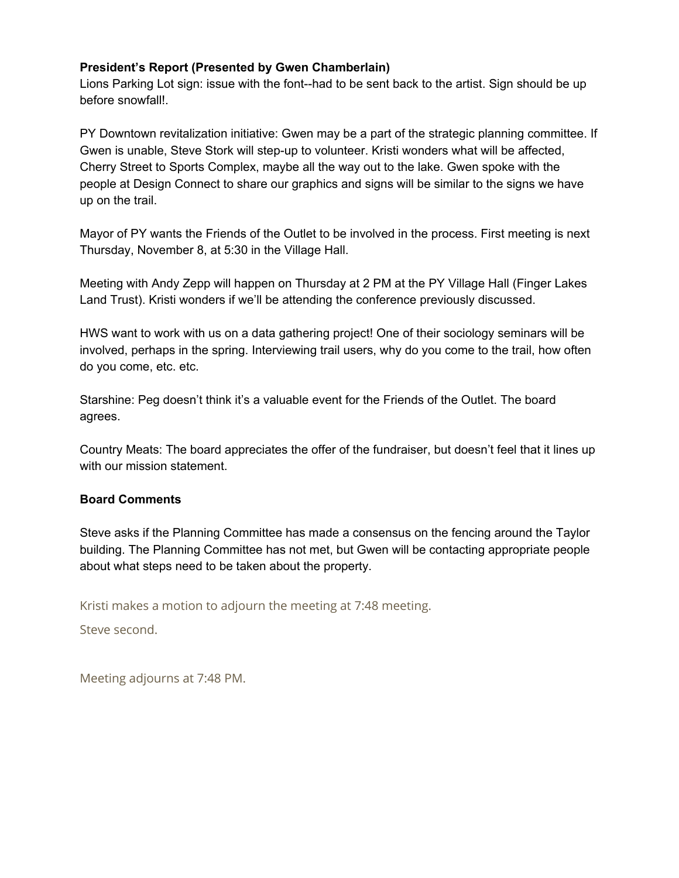**President's Report (Presented by Gwen Chamberlain)**

Lions Parking Lot sign: issue with the font--had to be sent back to the artist. Sign should be up before snowfall!.

PY Downtown revitalization initiative: Gwen may be a part of the strategic planning committee. If Gwen is unable, Steve Stork will step-up to volunteer. Kristi wonders what will be affected, Cherry Street to Sports Complex, maybe all the way out to the lake. Gwen spoke with the people at Design Connect to share our graphics and signs will be similar to the signs we have up on the trail.

Mayor of PY wants the Friends of the Outlet to be involved in the process. First meeting is next Thursday, November 8, at 5:30 in the Village Hall.

Meeting with Andy Zepp will happen on Thursday at 2 PM at the PY Village Hall (Finger Lakes Land Trust). Kristi wonders if we'll be attending the conference previously discussed.

HWS want to work with us on a data gathering project! One of their sociology seminars will be involved, perhaps in the spring. Interviewing trail users, why do you come to the trail, how often do you come, etc. etc.

Starshine: Peg doesn't think it's a valuable event for the Friends of the Outlet. The board agrees.

Country Meats: The board appreciates the offer of the fundraiser, but doesn't feel that it lines up with our mission statement.

**Board Comments**

Steve asks if the Planning Committee has made a consensus on the fencing around the Taylor building. The Planning Committee has not met, but Gwen will be contacting appropriate people about what steps need to be taken about the property.

Kristi makes a motion to adjourn the meeting at 7:48 meeting.

Steve second.

Meeting adjourns at 7:48 PM.